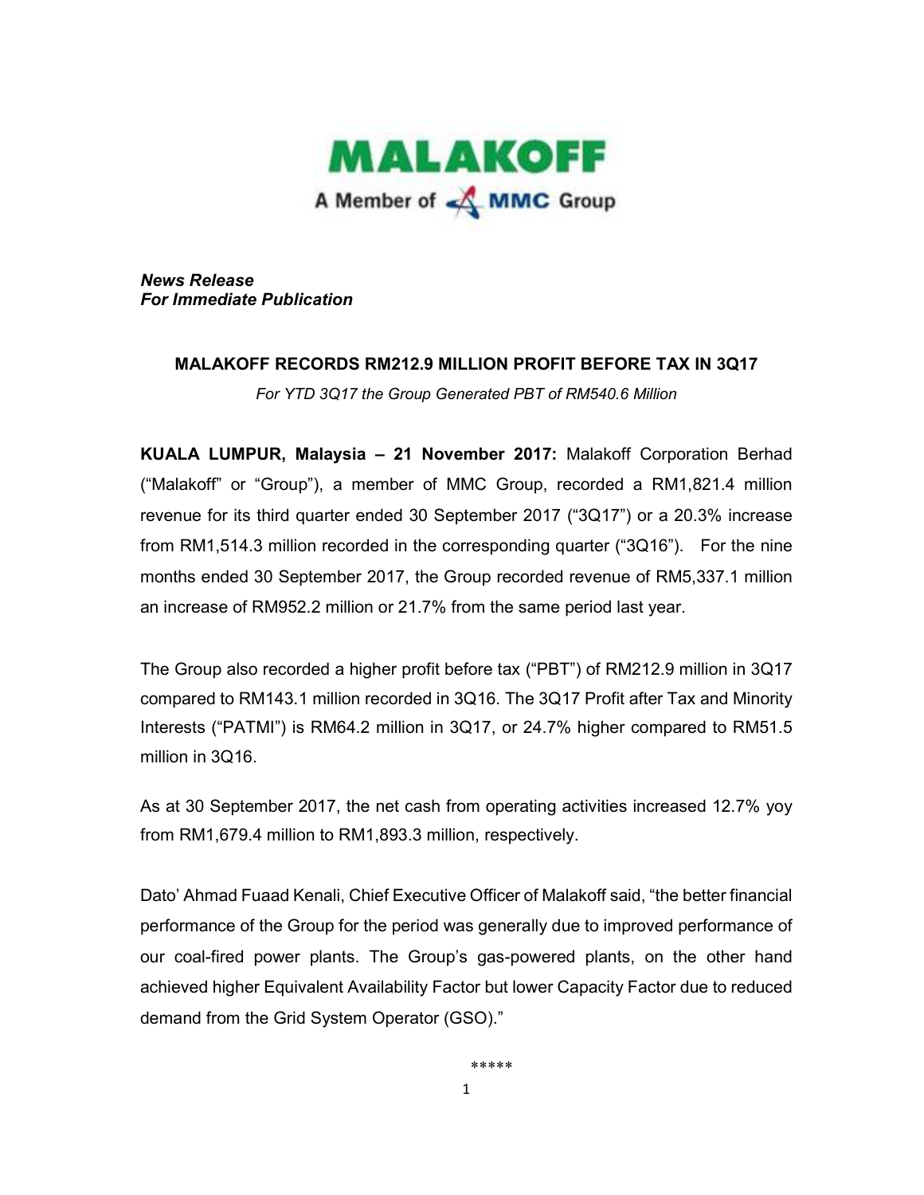MALAKOFF

A Member of MMC Group

***News Release***
***For Immediate Publication***

## MALAKOFF RECORDS RM212.9 MILLION PROFIT BEFORE TAX IN 3Q17

*For YTD 3Q17 the Group Generated PBT of RM540.6 Million*

**KUALA LUMPUR, Malaysia – 21 November 2017:** Malakoff Corporation Berhad ("Malakoff" or "Group"), a member of MMC Group, recorded a RM1,821.4 million revenue for its third quarter ended 30 September 2017 ("3Q17") or a 20.3% increase from RM1,514.3 million recorded in the corresponding quarter ("3Q16"). For the nine months ended 30 September 2017, the Group recorded revenue of RM5,337.1 million an increase of RM952.2 million or 21.7% from the same period last year.

The Group also recorded a higher profit before tax ("PBT") of RM212.9 million in 3Q17 compared to RM143.1 million recorded in 3Q16. The 3Q17 Profit after Tax and Minority Interests ("PATMI") is RM64.2 million in 3Q17, or 24.7% higher compared to RM51.5 million in 3Q16.

As at 30 September 2017, the net cash from operating activities increased 12.7% yoy from RM1,679.4 million to RM1,893.3 million, respectively.

Dato' Ahmad Fuaad Kenali, Chief Executive Officer of Malakoff said, "the better financial performance of the Group for the period was generally due to improved performance of our coal-fired power plants. The Group's gas-powered plants, on the other hand achieved higher Equivalent Availability Factor but lower Capacity Factor due to reduced demand from the Grid System Operator (GSO)."

*****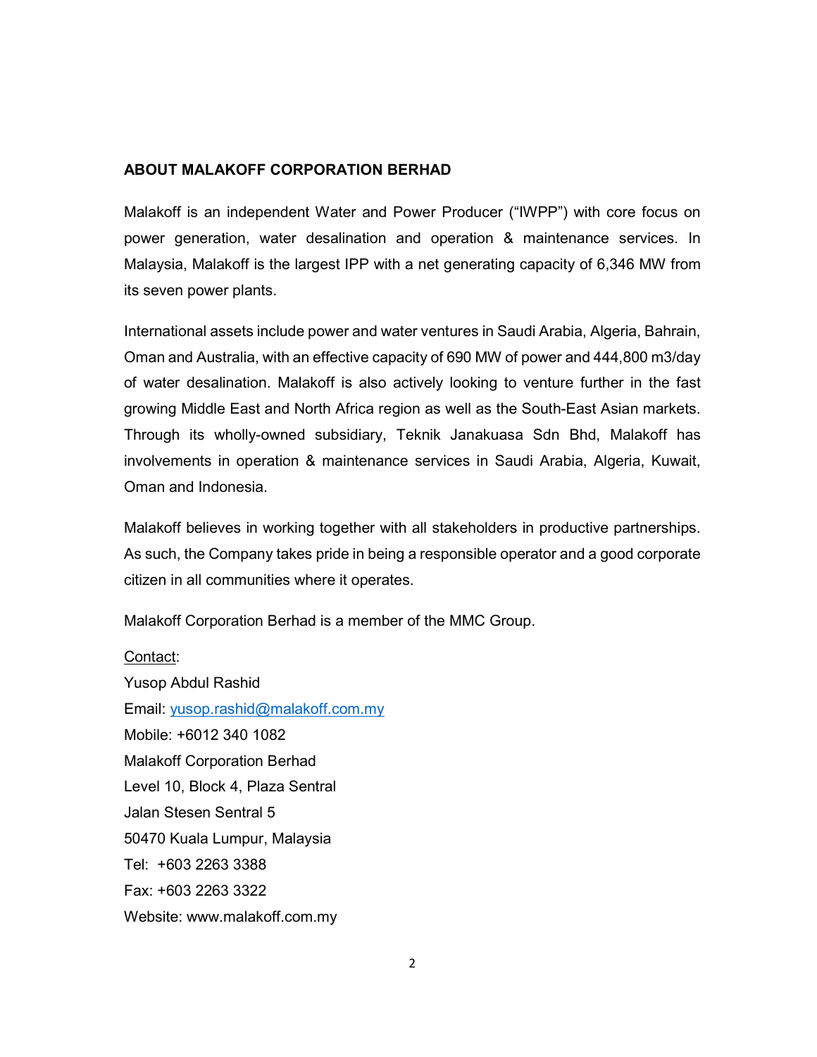**ABOUT MALAKOFF CORPORATION BERHAD**

Malakoff is an independent Water and Power Producer ("IWPP") with core focus on power generation, water desalination and operation & maintenance services. In Malaysia, Malakoff is the largest IPP with a net generating capacity of 6,346 MW from its seven power plants.

International assets include power and water ventures in Saudi Arabia, Algeria, Bahrain, Oman and Australia, with an effective capacity of 690 MW of power and 444,800 m3/day of water desalination. Malakoff is also actively looking to venture further in the fast growing Middle East and North Africa region as well as the South-East Asian markets. Through its wholly-owned subsidiary, Teknik Janakuasa Sdn Bhd, Malakoff has involvements in operation & maintenance services in Saudi Arabia, Algeria, Kuwait, Oman and Indonesia.

Malakoff believes in working together with all stakeholders in productive partnerships. As such, the Company takes pride in being a responsible operator and a good corporate citizen in all communities where it operates.

Malakoff Corporation Berhad is a member of the MMC Group.

Contact:
Yusop Abdul Rashid
Email: yusop.rashid@malakoff.com.my
Mobile: +6012 340 1082
Malakoff Corporation Berhad
Level 10, Block 4, Plaza Sentral
Jalan Stesen Sentral 5
50470 Kuala Lumpur, Malaysia
Tel: +603 2263 3388
Fax: +603 2263 3322
Website: www.malakoff.com.my